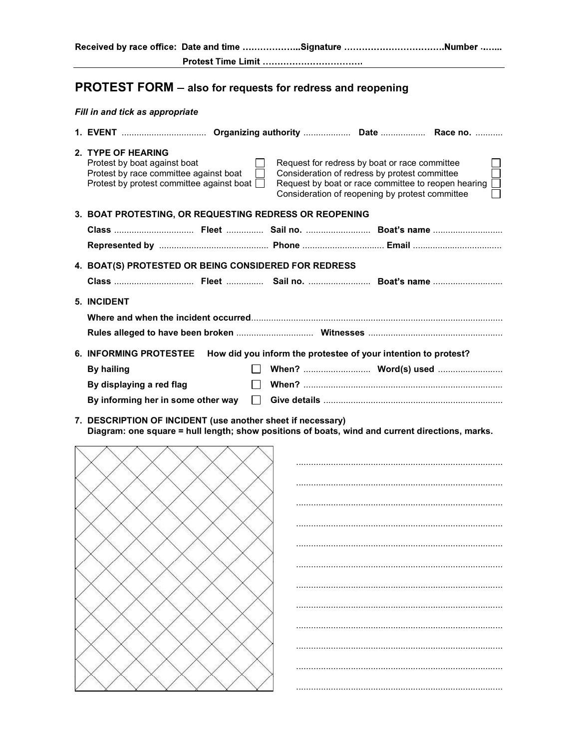**Received by race office: Date and time ………………..Signature …………………………….Number ….....**

**Protest Time Limit …………………………….**

# PROTEST FORM – also for requests for redress and reopening

***Fill in and tick as appropriate***

**1. EVENT** ................................. **Organizing authority** .................. **Date** ................. **Race no.** ...........

**2. TYPE OF HEARING**

- Protest by boat against boat ☐
- Protest by race committee against boat ☐
- Protest by protest committee against boat ☐
- Request for redress by boat or race committee ☐
- Consideration of redress by protest committee ☐
- Request by boat or race committee to reopen hearing ☐
- Consideration of reopening by protest committee ☐

**3. BOAT PROTESTING, OR REQUESTING REDRESS OR REOPENING**

**Class** ............................... **Fleet** .............. **Sail no.** .......................... **Boat's name** ...........................

**Represented by** ........................................... **Phone** ................................ **Email** ...................................

**4. BOAT(S) PROTESTED OR BEING CONSIDERED FOR REDRESS**

**Class** ............................... **Fleet** .............. **Sail no.** ......................... **Boat's name** ...........................

**5. INCIDENT**

**Where and when the incident occurred**...................................................................................................

**Rules alleged to have been broken** .............................. **Witnesses** .....................................................

**6. INFORMING PROTESTEE** **How did you inform the protestee of your intention to protest?**

**By hailing** ☐ **When?** ........................... **Word(s) used** ..........................

**By displaying a red flag** ☐ **When?** ...............................................................................

**By informing her in some other way** ☐ **Give details** .......................................................................

**7. DESCRIPTION OF INCIDENT (use another sheet if necessary)**
**Diagram: one square = hull length; show positions of boats, wind and current directions, marks.**

..................................................................................

..................................................................................

..................................................................................

..................................................................................

..................................................................................

..................................................................................

..................................................................................

..................................................................................

..................................................................................

..................................................................................

..................................................................................

..................................................................................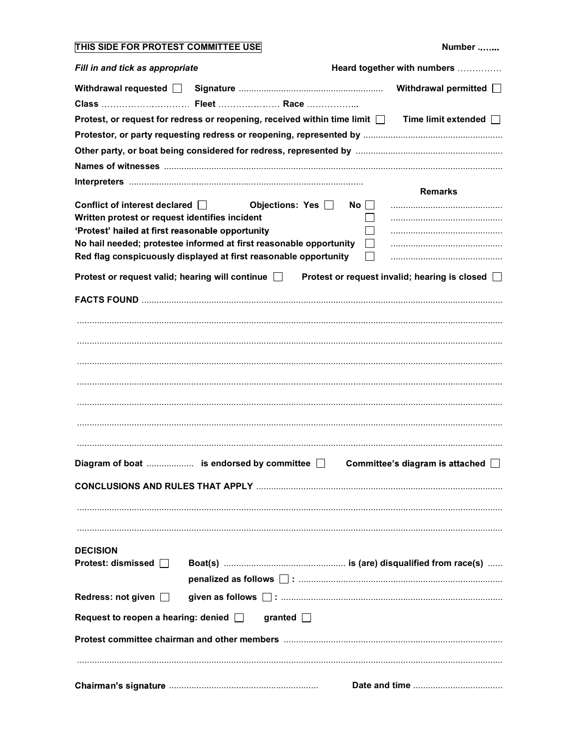**THIS SIDE FOR PROTEST COMMITTEE USE** **Number .…...**

***Fill in and tick as appropriate*** **Heard together with numbers** ……………

**Withdrawal requested** ☐ **Signature** .......................................................... **Withdrawal permitted** ☐

**Class** ………………………… **Fleet** ………………… **Race** ……………..

**Protest, or request for redress or reopening, received within time limit** ☐ **Time limit extended** ☐

**Protestor, or party requesting redress or reopening, represented by** .......................................................

**Other party, or boat being considered for redress, represented by** ..........................................................

**Names of witnesses** .......................................................................................................................................

**Interpreters** .............................................................................................

| | | Remarks |
|---|---|---|
| **Conflict of interest declared** ☐ **Objections: Yes** ☐ | **No** ☐ | ............................................ |
| **Written protest or request identifies incident** | ☐ | ............................................ |
| **'Protest' hailed at first reasonable opportunity** | ☐ | ............................................ |
| **No hail needed; protestee informed at first reasonable opportunity** | ☐ | ............................................ |
| **Red flag conspicuously displayed at first reasonable opportunity** | ☐ | ............................................ |

**Protest or request valid; hearing will continue** ☐ **Protest or request invalid; hearing is closed** ☐

**FACTS FOUND** ...............................................................................................................................................

.........................................................................................................................................................................

.........................................................................................................................................................................

.........................................................................................................................................................................

.........................................................................................................................................................................

.........................................................................................................................................................................

.........................................................................................................................................................................

.........................................................................................................................................................................

**Diagram of boat** ................... **is endorsed by committee** ☐ **Committee's diagram is attached** ☐

**CONCLUSIONS AND RULES THAT APPLY** ..................................................................................................

.........................................................................................................................................................................

.........................................................................................................................................................................

**DECISION**

**Protest: dismissed** ☐ **Boat(s)** ................................................. **is (are) disqualified from race(s)** ......

**penalized as follows** ☐ **:** .................................................................................

**Redress: not given** ☐ **given as follows** ☐ **:** ........................................................................................

**Request to reopen a hearing: denied** ☐ **granted** ☐

**Protest committee chairman and other members** .......................................................................................

.........................................................................................................................................................................

**Chairman's signature** ........................................................... **Date and time** ....................................